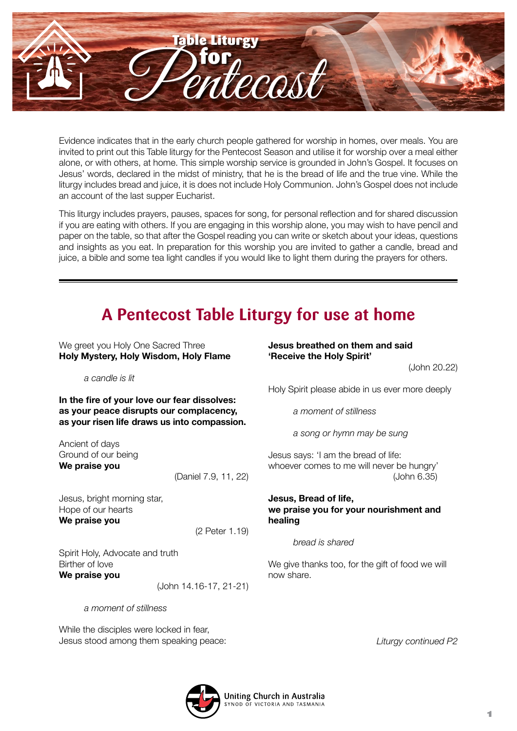# Table Liturgy for Pentecost

Evidence indicates that in the early church people gathered for worship in homes, over meals. You are invited to print out this Table liturgy for the Pentecost Season and utilise it for worship over a meal either alone, or with others, at home. This simple worship service is grounded in John's Gospel. It focuses on Jesus' words, declared in the midst of ministry, that he is the bread of life and the true vine. While the liturgy includes bread and juice, it is does not include Holy Communion. John's Gospel does not include an account of the last supper Eucharist.

This liturgy includes prayers, pauses, spaces for song, for personal reflection and for shared discussion if you are eating with others. If you are engaging in this worship alone, you may wish to have pencil and paper on the table, so that after the Gospel reading you can write or sketch about your ideas, questions and insights as you eat. In preparation for this worship you are invited to gather a candle, bread and juice, a bible and some tea light candles if you would like to light them during the prayers for others.

---

## A Pentecost Table Liturgy for use at home

We greet you Holy One Sacred Three
**Holy Mystery, Holy Wisdom, Holy Flame**

*a candle is lit*

**In the fire of your love our fear dissolves:
as your peace disrupts our complacency,
as your risen life draws us into compassion.**

Ancient of days
Ground of our being
**We praise you**

(Daniel 7.9, 11, 22)

Jesus, bright morning star,
Hope of our hearts
**We praise you**

(2 Peter 1.19)

Spirit Holy, Advocate and truth
Birther of love
**We praise you**

(John 14.16-17, 21-21)

*a moment of stillness*

While the disciples were locked in fear,
Jesus stood among them speaking peace:

**Jesus breathed on them and said
'Receive the Holy Spirit'**

(John 20.22)

Holy Spirit please abide in us ever more deeply

*a moment of stillness*

*a song or hymn may be sung*

Jesus says: 'I am the bread of life:
whoever comes to me will never be hungry'

(John 6.35)

**Jesus, Bread of life,
we praise you for your nourishment and healing**

*bread is shared*

We give thanks too, for the gift of food we will now share.

*Liturgy continued P2*

Uniting Church in Australia
SYNOD OF VICTORIA AND TASMANIA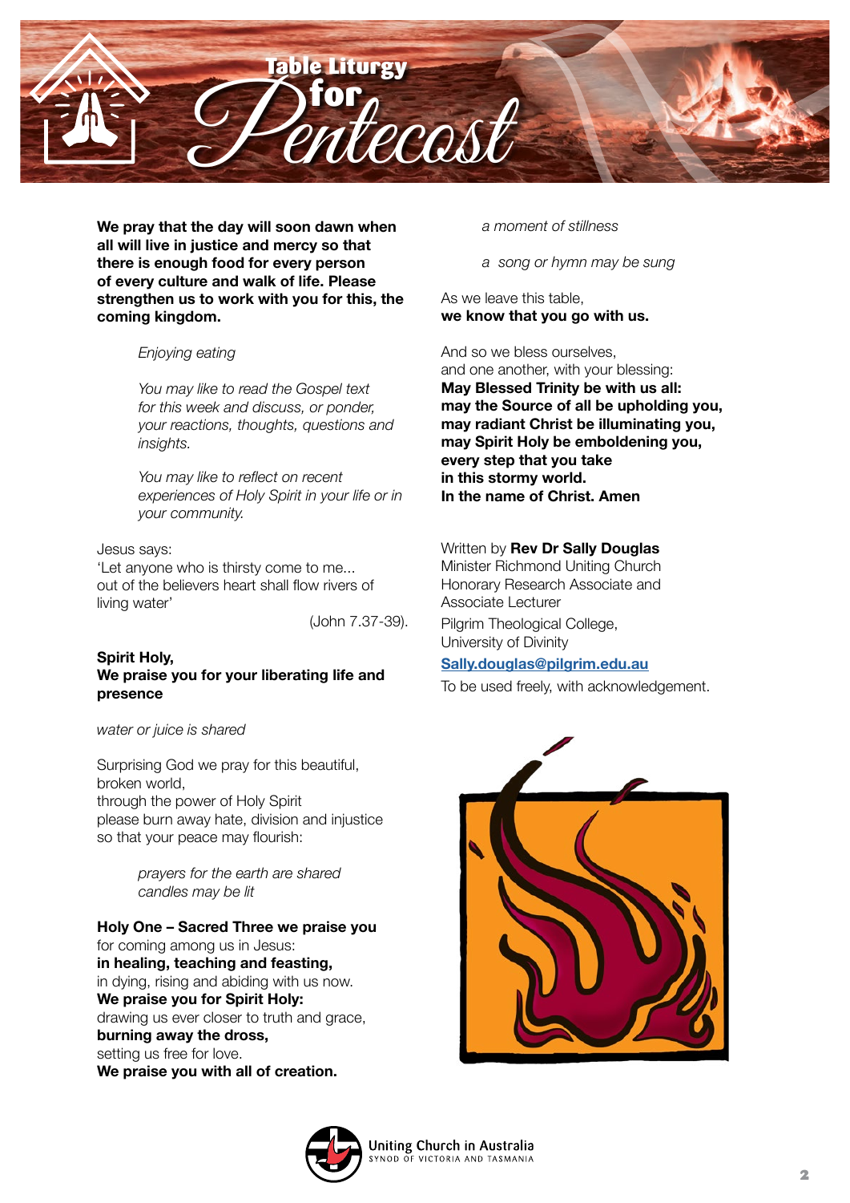# Table Liturgy for Pentecost

**We pray that the day will soon dawn when all will live in justice and mercy so that there is enough food for every person of every culture and walk of life. Please strengthen us to work with you for this, the coming kingdom.**

*Enjoying eating*

*You may like to read the Gospel text for this week and discuss, or ponder, your reactions, thoughts, questions and insights.*

*You may like to reflect on recent experiences of Holy Spirit in your life or in your community.*

Jesus says:
'Let anyone who is thirsty come to me...
out of the believers heart shall flow rivers of living water'

(John 7.37-39).

**Spirit Holy,**
**We praise you for your liberating life and presence**

*water or juice is shared*

Surprising God we pray for this beautiful, broken world,
through the power of Holy Spirit
please burn away hate, division and injustice
so that your peace may flourish:

*prayers for the earth are shared*
*candles may be lit*

**Holy One – Sacred Three we praise you**
for coming among us in Jesus:
**in healing, teaching and feasting,**
in dying, rising and abiding with us now.
**We praise you for Spirit Holy:**
drawing us ever closer to truth and grace,
**burning away the dross,**
setting us free for love.
**We praise you with all of creation.**

*a moment of stillness*

*a song or hymn may be sung*

As we leave this table,
**we know that you go with us.**

And so we bless ourselves,
and one another, with your blessing:
**May Blessed Trinity be with us all:**
**may the Source of all be upholding you,**
**may radiant Christ be illuminating you,**
**may Spirit Holy be emboldening you,**
**every step that you take**
**in this stormy world.**
**In the name of Christ. Amen**

Written by **Rev Dr Sally Douglas**
Minister Richmond Uniting Church
Honorary Research Associate and Associate Lecturer
Pilgrim Theological College,
University of Divinity
Sally.douglas@pilgrim.edu.au
To be used freely, with acknowledgement.

Uniting Church in Australia
SYNOD OF VICTORIA AND TASMANIA